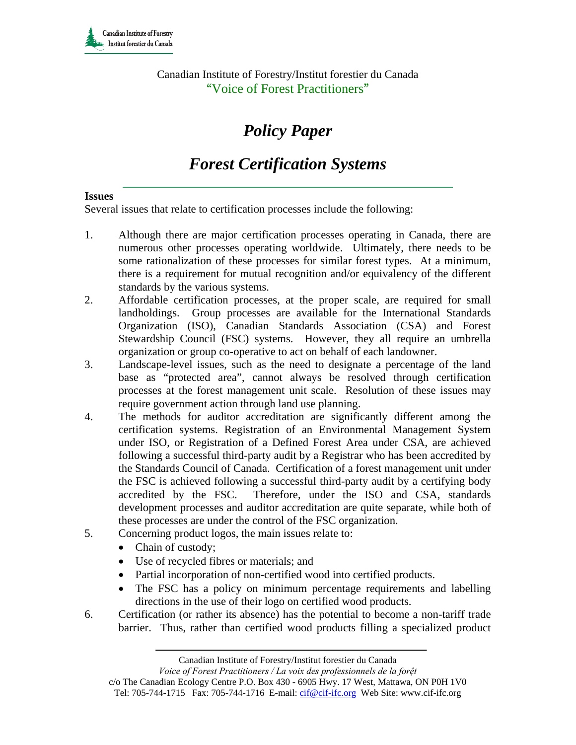Canadian Institute of Forestry/Institut forestier du Canada
"Voice of Forest Practitioners"

# *Policy Paper*

# *Forest Certification Systems*

**Issues**

Several issues that relate to certification processes include the following:

1. Although there are major certification processes operating in Canada, there are numerous other processes operating worldwide. Ultimately, there needs to be some rationalization of these processes for similar forest types. At a minimum, there is a requirement for mutual recognition and/or equivalency of the different standards by the various systems.
2. Affordable certification processes, at the proper scale, are required for small landholdings. Group processes are available for the International Standards Organization (ISO), Canadian Standards Association (CSA) and Forest Stewardship Council (FSC) systems. However, they all require an umbrella organization or group co-operative to act on behalf of each landowner.
3. Landscape-level issues, such as the need to designate a percentage of the land base as "protected area", cannot always be resolved through certification processes at the forest management unit scale. Resolution of these issues may require government action through land use planning.
4. The methods for auditor accreditation are significantly different among the certification systems. Registration of an Environmental Management System under ISO, or Registration of a Defined Forest Area under CSA, are achieved following a successful third-party audit by a Registrar who has been accredited by the Standards Council of Canada. Certification of a forest management unit under the FSC is achieved following a successful third-party audit by a certifying body accredited by the FSC. Therefore, under the ISO and CSA, standards development processes and auditor accreditation are quite separate, while both of these processes are under the control of the FSC organization.
5. Concerning product logos, the main issues relate to:
   - Chain of custody;
   - Use of recycled fibres or materials; and
   - Partial incorporation of non-certified wood into certified products.
   - The FSC has a policy on minimum percentage requirements and labelling directions in the use of their logo on certified wood products.
6. Certification (or rather its absence) has the potential to become a non-tariff trade barrier. Thus, rather than certified wood products filling a specialized product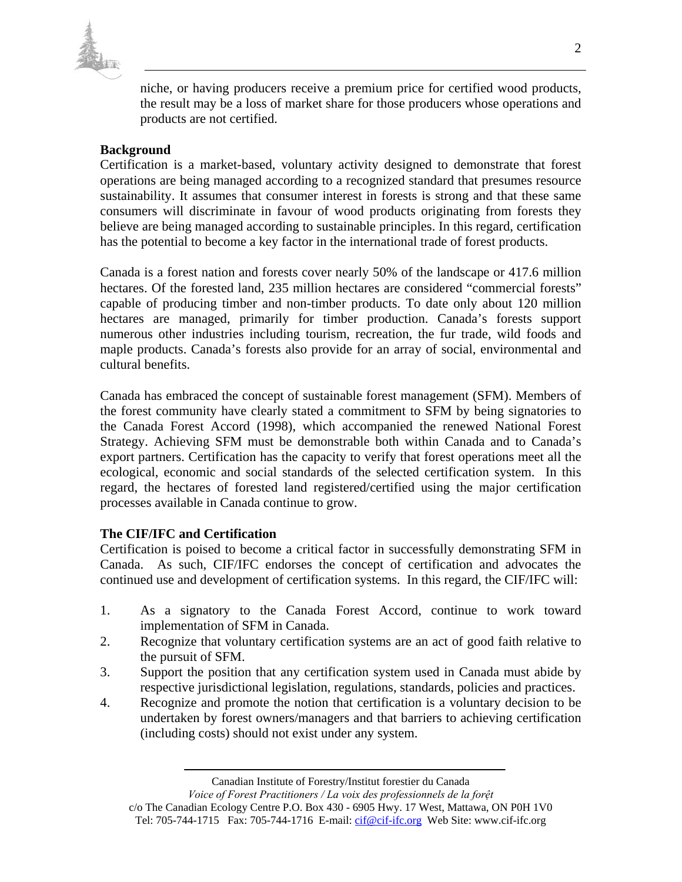niche, or having producers receive a premium price for certified wood products, the result may be a loss of market share for those producers whose operations and products are not certified.

**Background**

Certification is a market-based, voluntary activity designed to demonstrate that forest operations are being managed according to a recognized standard that presumes resource sustainability. It assumes that consumer interest in forests is strong and that these same consumers will discriminate in favour of wood products originating from forests they believe are being managed according to sustainable principles. In this regard, certification has the potential to become a key factor in the international trade of forest products.

Canada is a forest nation and forests cover nearly 50% of the landscape or 417.6 million hectares. Of the forested land, 235 million hectares are considered "commercial forests" capable of producing timber and non-timber products. To date only about 120 million hectares are managed, primarily for timber production. Canada's forests support numerous other industries including tourism, recreation, the fur trade, wild foods and maple products. Canada's forests also provide for an array of social, environmental and cultural benefits.

Canada has embraced the concept of sustainable forest management (SFM). Members of the forest community have clearly stated a commitment to SFM by being signatories to the Canada Forest Accord (1998), which accompanied the renewed National Forest Strategy. Achieving SFM must be demonstrable both within Canada and to Canada's export partners. Certification has the capacity to verify that forest operations meet all the ecological, economic and social standards of the selected certification system. In this regard, the hectares of forested land registered/certified using the major certification processes available in Canada continue to grow.

**The CIF/IFC and Certification**

Certification is poised to become a critical factor in successfully demonstrating SFM in Canada. As such, CIF/IFC endorses the concept of certification and advocates the continued use and development of certification systems. In this regard, the CIF/IFC will:

1. As a signatory to the Canada Forest Accord, continue to work toward implementation of SFM in Canada.
2. Recognize that voluntary certification systems are an act of good faith relative to the pursuit of SFM.
3. Support the position that any certification system used in Canada must abide by respective jurisdictional legislation, regulations, standards, policies and practices.
4. Recognize and promote the notion that certification is a voluntary decision to be undertaken by forest owners/managers and that barriers to achieving certification (including costs) should not exist under any system.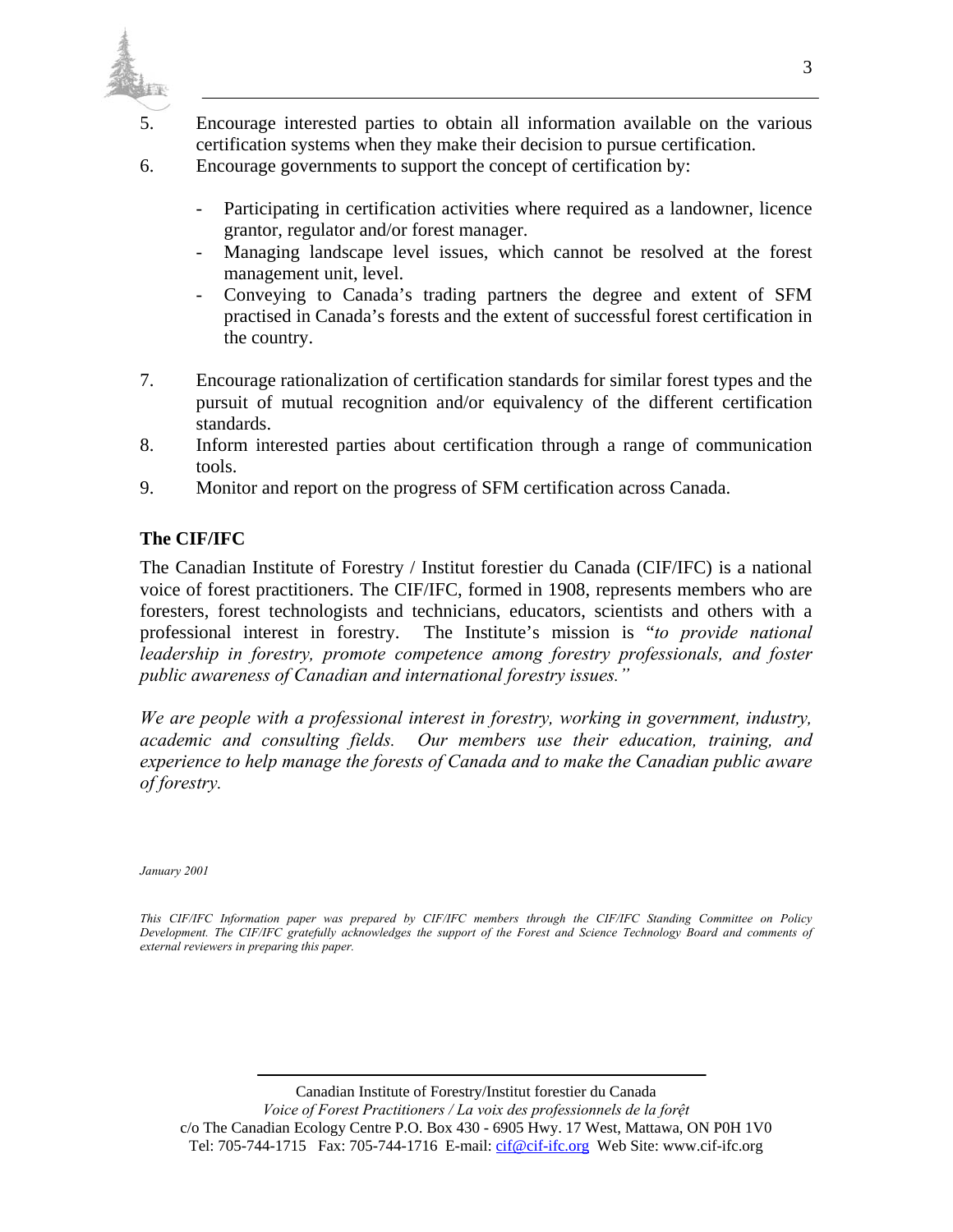5. Encourage interested parties to obtain all information available on the various certification systems when they make their decision to pursue certification.
6. Encourage governments to support the concept of certification by:

   - Participating in certification activities where required as a landowner, licence grantor, regulator and/or forest manager.
   - Managing landscape level issues, which cannot be resolved at the forest management unit, level.
   - Conveying to Canada's trading partners the degree and extent of SFM practised in Canada's forests and the extent of successful forest certification in the country.

7. Encourage rationalization of certification standards for similar forest types and the pursuit of mutual recognition and/or equivalency of the different certification standards.
8. Inform interested parties about certification through a range of communication tools.
9. Monitor and report on the progress of SFM certification across Canada.

**The CIF/IFC**

The Canadian Institute of Forestry / Institut forestier du Canada (CIF/IFC) is a national voice of forest practitioners. The CIF/IFC, formed in 1908, represents members who are foresters, forest technologists and technicians, educators, scientists and others with a professional interest in forestry. The Institute's mission is "*to provide national leadership in forestry, promote competence among forestry professionals, and foster public awareness of Canadian and international forestry issues."*

*We are people with a professional interest in forestry, working in government, industry, academic and consulting fields. Our members use their education, training, and experience to help manage the forests of Canada and to make the Canadian public aware of forestry.*

*January 2001*

*This CIF/IFC Information paper was prepared by CIF/IFC members through the CIF/IFC Standing Committee on Policy Development. The CIF/IFC gratefully acknowledges the support of the Forest and Science Technology Board and comments of external reviewers in preparing this paper.*

Canadian Institute of Forestry/Institut forestier du Canada
*Voice of Forest Practitioners / La voix des professionnels de la forêt*
c/o The Canadian Ecology Centre P.O. Box 430 - 6905 Hwy. 17 West, Mattawa, ON P0H 1V0
Tel: 705-744-1715 Fax: 705-744-1716 E-mail: cif@cif-ifc.org Web Site: www.cif-ifc.org